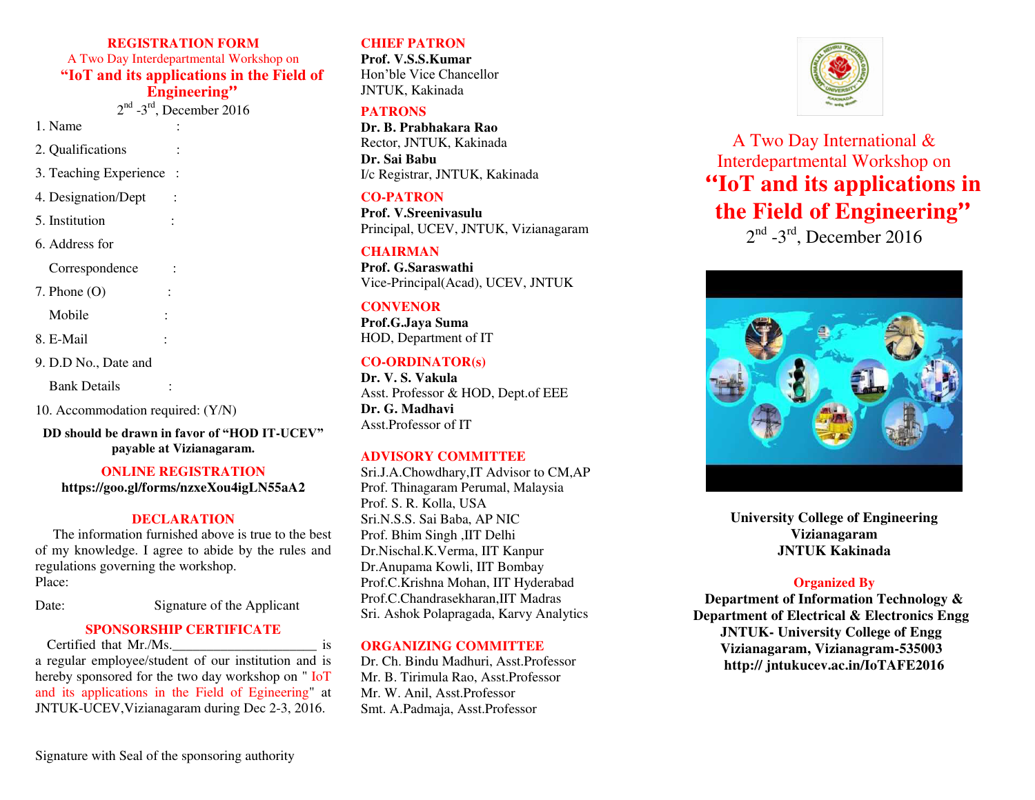## REGISTRATION FORM

A Two Day Interdepartmental Workshop on

**"IoT and its applications in the Field of Engineering"**

2nd -3rd, December 2016

1. Name :
2. Qualifications :
3. Teaching Experience :
4. Designation/Dept :
5. Institution :
6. Address for Correspondence :
7. Phone (O) :
   Mobile :
8. E-Mail :
9. D.D No., Date and Bank Details :
10. Accommodation required: (Y/N)

**DD should be drawn in favor of "HOD IT-UCEV" payable at Vizianagaram.**

### ONLINE REGISTRATION

**https://goo.gl/forms/nzxeXou4igLN55aA2**

### DECLARATION

The information furnished above is true to the best of my knowledge. I agree to abide by the rules and regulations governing the workshop.

Place:

Date: Signature of the Applicant

### SPONSORSHIP CERTIFICATE

Certified that Mr./Ms.____________________ is a regular employee/student of our institution and is hereby sponsored for the two day workshop on " IoT and its applications in the Field of Egineering" at JNTUK-UCEV,Vizianagaram during Dec 2-3, 2016.

Signature with Seal of the sponsoring authority

### CHIEF PATRON

**Prof. V.S.S.Kumar**
Hon'ble Vice Chancellor
JNTUK, Kakinada

### PATRONS

**Dr. B. Prabhakara Rao**
Rector, JNTUK, Kakinada

**Dr. Sai Babu**
I/c Registrar, JNTUK, Kakinada

### CO-PATRON

**Prof. V.Sreenivasulu**
Principal, UCEV, JNTUK, Vizianagaram

### CHAIRMAN

**Prof. G.Saraswathi**
Vice-Principal(Acad), UCEV, JNTUK

### CONVENOR

**Prof.G.Jaya Suma**
HOD, Department of IT

### CO-ORDINATOR(s)

**Dr. V. S. Vakula**
Asst. Professor & HOD, Dept.of EEE

**Dr. G. Madhavi**
Asst.Professor of IT

### ADVISORY COMMITTEE

Sri.J.A.Chowdhary,IT Advisor to CM,AP
Prof. Thinagaram Perumal, Malaysia
Prof. S. R. Kolla, USA
Sri.N.S.S. Sai Baba, AP NIC
Prof. Bhim Singh ,IIT Delhi
Dr.Nischal.K.Verma, IIT Kanpur
Dr.Anupama Kowli, IIT Bombay
Prof.C.Krishna Mohan, IIT Hyderabad
Prof.C.Chandrasekharan,IIT Madras
Sri. Ashok Polapragada, Karvy Analytics

### ORGANIZING COMMITTEE

Dr. Ch. Bindu Madhuri, Asst.Professor
Mr. B. Tirimula Rao, Asst.Professor
Mr. W. Anil, Asst.Professor
Smt. A.Padmaja, Asst.Professor

A Two Day International & Interdepartmental Workshop on

# "IoT and its applications in the Field of Engineering"

2nd -3rd, December 2016

**University College of Engineering**
**Vizianagaram**
**JNTUK Kakinada**

### Organized By

**Department of Information Technology &**
**Department of Electrical & Electronics Engg**
**JNTUK- University College of Engg**
**Vizianagaram, Vizianagram-535003**
**http:// jntukucev.ac.in/IoTAFE2016**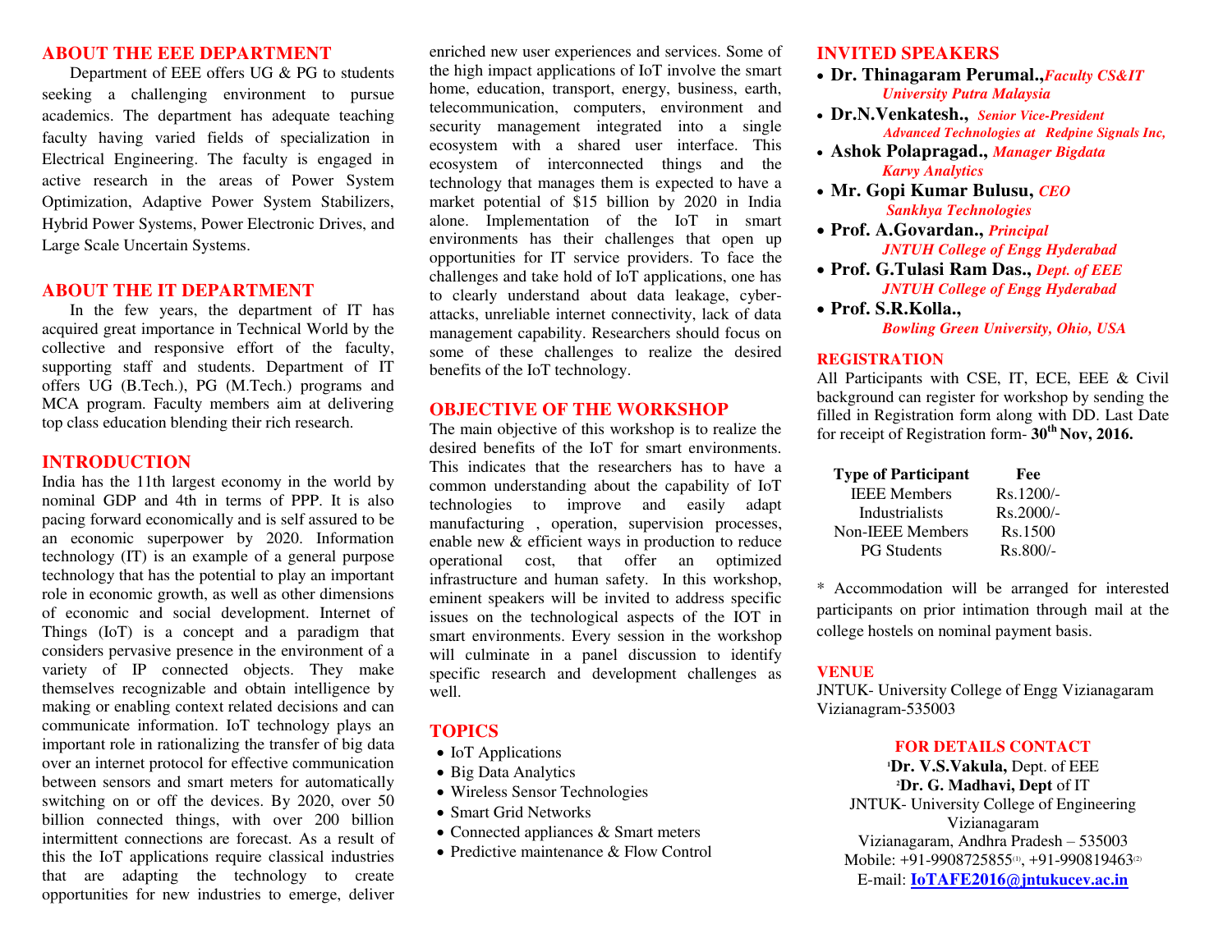## ABOUT THE EEE DEPARTMENT

Department of EEE offers UG & PG to students seeking a challenging environment to pursue academics. The department has adequate teaching faculty having varied fields of specialization in Electrical Engineering. The faculty is engaged in active research in the areas of Power System Optimization, Adaptive Power System Stabilizers, Hybrid Power Systems, Power Electronic Drives, and Large Scale Uncertain Systems.

## ABOUT THE IT DEPARTMENT

In the few years, the department of IT has acquired great importance in Technical World by the collective and responsive effort of the faculty, supporting staff and students. Department of IT offers UG (B.Tech.), PG (M.Tech.) programs and MCA program. Faculty members aim at delivering top class education blending their rich research.

## INTRODUCTION

India has the 11th largest economy in the world by nominal GDP and 4th in terms of PPP. It is also pacing forward economically and is self assured to be an economic superpower by 2020. Information technology (IT) is an example of a general purpose technology that has the potential to play an important role in economic growth, as well as other dimensions of economic and social development. Internet of Things (IoT) is a concept and a paradigm that considers pervasive presence in the environment of a variety of IP connected objects. They make themselves recognizable and obtain intelligence by making or enabling context related decisions and can communicate information. IoT technology plays an important role in rationalizing the transfer of big data over an internet protocol for effective communication between sensors and smart meters for automatically switching on or off the devices. By 2020, over 50 billion connected things, with over 200 billion intermittent connections are forecast. As a result of this the IoT applications require classical industries that are adapting the technology to create opportunities for new industries to emerge, deliver enriched new user experiences and services. Some of the high impact applications of IoT involve the smart home, education, transport, energy, business, earth, telecommunication, computers, environment and security management integrated into a single ecosystem with a shared user interface. This ecosystem of interconnected things and the technology that manages them is expected to have a market potential of $15 billion by 2020 in India alone. Implementation of the IoT in smart environments has their challenges that open up opportunities for IT service providers. To face the challenges and take hold of IoT applications, one has to clearly understand about data leakage, cyber-attacks, unreliable internet connectivity, lack of data management capability. Researchers should focus on some of these challenges to realize the desired benefits of the IoT technology.

## OBJECTIVE OF THE WORKSHOP

The main objective of this workshop is to realize the desired benefits of the IoT for smart environments. This indicates that the researchers has to have a common understanding about the capability of IoT technologies to improve and easily adapt manufacturing , operation, supervision processes, enable new & efficient ways in production to reduce operational cost, that offer an optimized infrastructure and human safety. In this workshop, eminent speakers will be invited to address specific issues on the technological aspects of the IOT in smart environments. Every session in the workshop will culminate in a panel discussion to identify specific research and development challenges as well.

## TOPICS

- IoT Applications
- Big Data Analytics
- Wireless Sensor Technologies
- Smart Grid Networks
- Connected appliances & Smart meters
- Predictive maintenance & Flow Control

## INVITED SPEAKERS

- **Dr. Thinagaram Perumal.,** *Faculty CS&IT University Putra Malaysia*
- **Dr.N.Venkatesh.,** *Senior Vice-President Advanced Technologies at Redpine Signals Inc,*
- **Ashok Polapragad.,** *Manager Bigdata Karvy Analytics*
- **Mr. Gopi Kumar Bulusu,** *CEO Sankhya Technologies*
- **Prof. A.Govardan.,** *Principal JNTUH College of Engg Hyderabad*
- **Prof. G.Tulasi Ram Das.,** *Dept. of EEE JNTUH College of Engg Hyderabad*
- **Prof. S.R.Kolla.,** *Bowling Green University, Ohio, USA*

## REGISTRATION

All Participants with CSE, IT, ECE, EEE & Civil background can register for workshop by sending the filled in Registration form along with DD. Last Date for receipt of Registration form- **30th Nov, 2016.**

| Type of Participant | Fee |
|---|---|
| IEEE Members | Rs.1200/- |
| Industrialists | Rs.2000/- |
| Non-IEEE Members | Rs.1500 |
| PG Students | Rs.800/- |

* Accommodation will be arranged for interested participants on prior intimation through mail at the college hostels on nominal payment basis.

## VENUE

JNTUK- University College of Engg Vizianagaram
Vizianagram-535003

## FOR DETAILS CONTACT

[1]**Dr. V.S.Vakula,** Dept. of EEE
[2]**Dr. G. Madhavi, Dept** of IT
JNTUK- University College of Engineering Vizianagaram
Vizianagaram, Andhra Pradesh – 535003
Mobile: +91-9908725855[(1)], +91-990819463[(2)]
E-mail: **IoTAFE2016@jntukucev.ac.in**